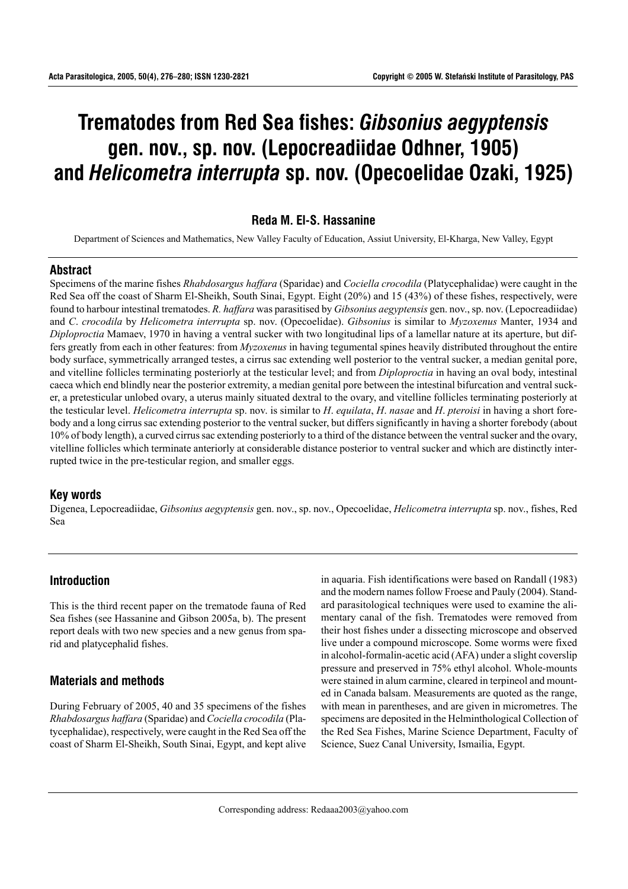# Trematodes from Red Sea fishes: *Gibsonius aegyptensis* gen. nov., sp. nov. (Lepocreadiidae Odhner, 1905) and *Helicometra interrupta* sp. nov. (Opecoelidae Ozaki, 1925)

**Reda M. El-S. Hassanine**

Department of Sciences and Mathematics, New Valley Faculty of Education, Assiut University, El-Kharga, New Valley, Egypt

## Abstract

Specimens of the marine fishes *Rhabdosargus haffara* (Sparidae) and *Cociella crocodila* (Platycephalidae) were caught in the Red Sea off the coast of Sharm El-Sheikh, South Sinai, Egypt. Eight (20%) and 15 (43%) of these fishes, respectively, were found to harbour intestinal trematodes. *R. haffara* was parasitised by *Gibsonius aegyptensis* gen. nov., sp. nov. (Lepocreadiidae) and *C. crocodila* by *Helicometra interrupta* sp. nov. (Opecoelidae). *Gibsonius* is similar to *Myzoxenus* Manter, 1934 and *Diploproctia* Mamaev, 1970 in having a ventral sucker with two longitudinal lips of a lamellar nature at its aperture, but differs greatly from each in other features: from *Myzoxenus* in having tegumental spines heavily distributed throughout the entire body surface, symmetrically arranged testes, a cirrus sac extending well posterior to the ventral sucker, a median genital pore, and vitelline follicles terminating posteriorly at the testicular level; and from *Diploproctia* in having an oval body, intestinal caeca which end blindly near the posterior extremity, a median genital pore between the intestinal bifurcation and ventral sucker, a pretesticular unlobed ovary, a uterus mainly situated dextral to the ovary, and vitelline follicles terminating posteriorly at the testicular level. *Helicometra interrupta* sp. nov. is similar to *H. equilata*, *H. nasae* and *H. pteroisi* in having a short forebody and a long cirrus sac extending posterior to the ventral sucker, but differs significantly in having a shorter forebody (about 10% of body length), a curved cirrus sac extending posteriorly to a third of the distance between the ventral sucker and the ovary, vitelline follicles which terminate anteriorly at considerable distance posterior to ventral sucker and which are distinctly interrupted twice in the pre-testicular region, and smaller eggs.

## Key words

Digenea, Lepocreadiidae, *Gibsonius aegyptensis* gen. nov., sp. nov., Opecoelidae, *Helicometra interrupta* sp. nov., fishes, Red Sea

## Introduction

This is the third recent paper on the trematode fauna of Red Sea fishes (see Hassanine and Gibson 2005a, b). The present report deals with two new species and a new genus from sparid and platycephalid fishes.

## Materials and methods

During February of 2005, 40 and 35 specimens of the fishes *Rhabdosargus haffara* (Sparidae) and *Cociella crocodila* (Platycephalidae), respectively, were caught in the Red Sea off the coast of Sharm El-Sheikh, South Sinai, Egypt, and kept alive in aquaria. Fish identifications were based on Randall (1983) and the modern names follow Froese and Pauly (2004). Standard parasitological techniques were used to examine the alimentary canal of the fish. Trematodes were removed from their host fishes under a dissecting microscope and observed live under a compound microscope. Some worms were fixed in alcohol-formalin-acetic acid (AFA) under a slight coverslip pressure and preserved in 75% ethyl alcohol. Whole-mounts were stained in alum carmine, cleared in terpineol and mounted in Canada balsam. Measurements are quoted as the range, with mean in parentheses, and are given in micrometres. The specimens are deposited in the Helminthological Collection of the Red Sea Fishes, Marine Science Department, Faculty of Science, Suez Canal University, Ismailia, Egypt.

Corresponding address: Redaaa2003@yahoo.com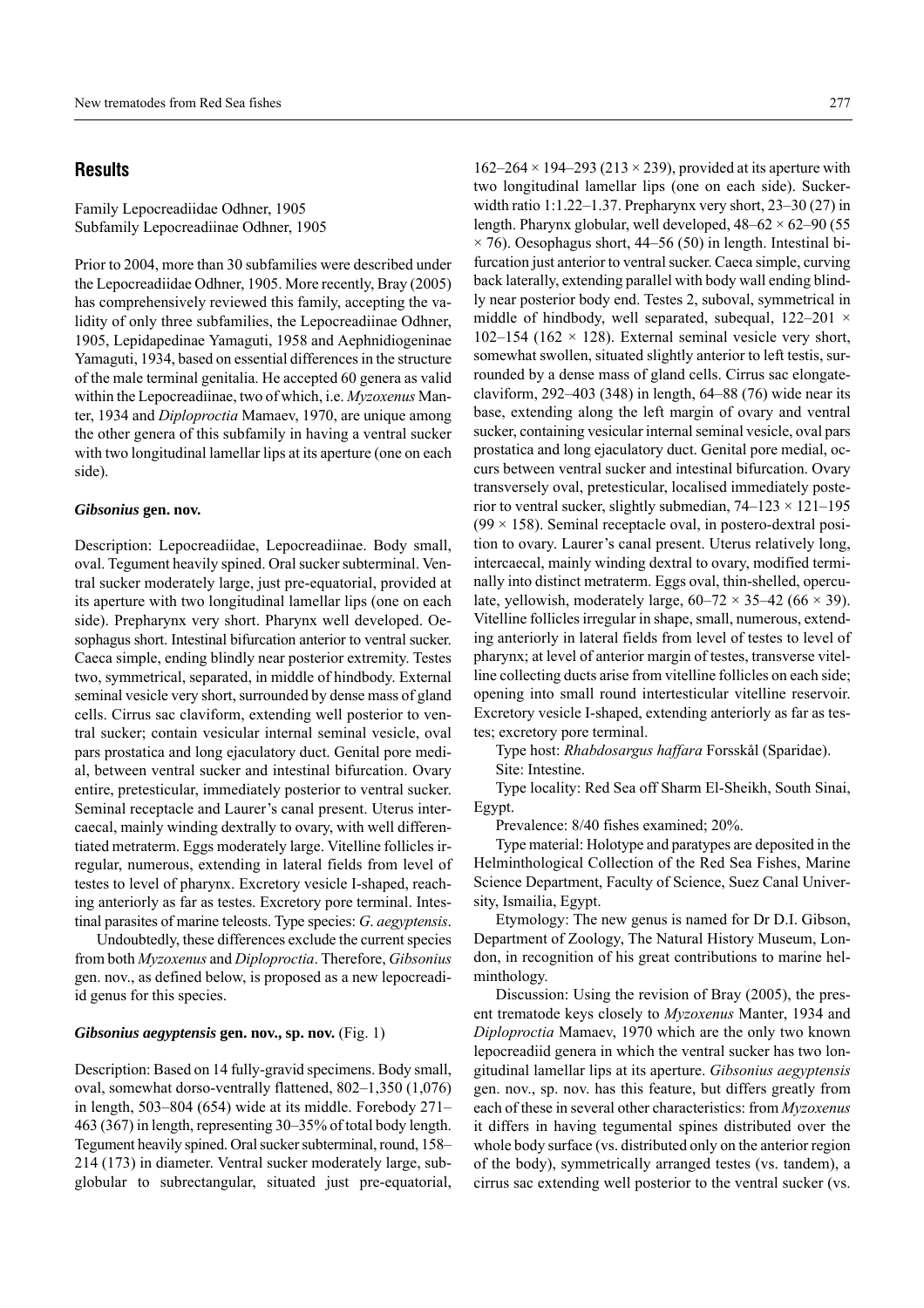## Results

Family Lepocreadiidae Odhner, 1905
Subfamily Lepocreadiinae Odhner, 1905

Prior to 2004, more than 30 subfamilies were described under the Lepocreadiidae Odhner, 1905. More recently, Bray (2005) has comprehensively reviewed this family, accepting the validity of only three subfamilies, the Lepocreadiinae Odhner, 1905, Lepidapedinae Yamaguti, 1958 and Aephnidiogeninae Yamaguti, 1934, based on essential differences in the structure of the male terminal genitalia. He accepted 60 genera as valid within the Lepocreadiinae, two of which, i.e. *Myzoxenus* Manter, 1934 and *Diploproctia* Mamaev, 1970, are unique among the other genera of this subfamily in having a ventral sucker with two longitudinal lamellar lips at its aperture (one on each side).

### *Gibsonius* gen. nov.

Description: Lepocreadiidae, Lepocreadiinae. Body small, oval. Tegument heavily spined. Oral sucker subterminal. Ventral sucker moderately large, just pre-equatorial, provided at its aperture with two longitudinal lamellar lips (one on each side). Prepharynx very short. Pharynx well developed. Oesophagus short. Intestinal bifurcation anterior to ventral sucker. Caeca simple, ending blindly near posterior extremity. Testes two, symmetrical, separated, in middle of hindbody. External seminal vesicle very short, surrounded by dense mass of gland cells. Cirrus sac claviform, extending well posterior to ventral sucker; contain vesicular internal seminal vesicle, oval pars prostatica and long ejaculatory duct. Genital pore medial, between ventral sucker and intestinal bifurcation. Ovary entire, pretesticular, immediately posterior to ventral sucker. Seminal receptacle and Laurer's canal present. Uterus intercaecal, mainly winding dextrally to ovary, with well differentiated metraterm. Eggs moderately large. Vitelline follicles irregular, numerous, extending in lateral fields from level of testes to level of pharynx. Excretory vesicle I-shaped, reaching anteriorly as far as testes. Excretory pore terminal. Intestinal parasites of marine teleosts. Type species: *G. aegyptensis*.

Undoubtedly, these differences exclude the current species from both *Myzoxenus* and *Diploproctia*. Therefore, *Gibsonius* gen. nov., as defined below, is proposed as a new lepocreadiid genus for this species.

### *Gibsonius aegyptensis* gen. nov., sp. nov. (Fig. 1)

Description: Based on 14 fully-gravid specimens. Body small, oval, somewhat dorso-ventrally flattened, 802–1,350 (1,076) in length, 503–804 (654) wide at its middle. Forebody 271–463 (367) in length, representing 30–35% of total body length. Tegument heavily spined. Oral sucker subterminal, round, 158–214 (173) in diameter. Ventral sucker moderately large, subglobular to subrectangular, situated just pre-equatorial, 162–264 × 194–293 (213 × 239), provided at its aperture with two longitudinal lamellar lips (one on each side). Sucker-width ratio 1:1.22–1.37. Prepharynx very short, 23–30 (27) in length. Pharynx globular, well developed, 48–62 × 62–90 (55 × 76). Oesophagus short, 44–56 (50) in length. Intestinal bifurcation just anterior to ventral sucker. Caeca simple, curving back laterally, extending parallel with body wall ending blindly near posterior body end. Testes 2, suboval, symmetrical in middle of hindbody, well separated, subequal, 122–201 × 102–154 (162 × 128). External seminal vesicle very short, somewhat swollen, situated slightly anterior to left testis, surrounded by a dense mass of gland cells. Cirrus sac elongate-claviform, 292–403 (348) in length, 64–88 (76) wide near its base, extending along the left margin of ovary and ventral sucker, containing vesicular internal seminal vesicle, oval pars prostatica and long ejaculatory duct. Genital pore medial, occurs between ventral sucker and intestinal bifurcation. Ovary transversely oval, pretesticular, localised immediately posterior to ventral sucker, slightly submedian, 74–123 × 121–195 (99 × 158). Seminal receptacle oval, in postero-dextral position to ovary. Laurer's canal present. Uterus relatively long, intercaecal, mainly winding dextral to ovary, modified terminally into distinct metraterm. Eggs oval, thin-shelled, operculate, yellowish, moderately large, 60–72 × 35–42 (66 × 39). Vitelline follicles irregular in shape, small, numerous, extending anteriorly in lateral fields from level of testes to level of pharynx; at level of anterior margin of testes, transverse vitelline collecting ducts arise from vitelline follicles on each side; opening into small round intertesticular vitelline reservoir. Excretory vesicle I-shaped, extending anteriorly as far as testes; excretory pore terminal.

Type host: *Rhabdosargus haffara* Forsskål (Sparidae).

Site: Intestine.

Type locality: Red Sea off Sharm El-Sheikh, South Sinai, Egypt.

Prevalence: 8/40 fishes examined; 20%.

Type material: Holotype and paratypes are deposited in the Helminthological Collection of the Red Sea Fishes, Marine Science Department, Faculty of Science, Suez Canal University, Ismailia, Egypt.

Etymology: The new genus is named for Dr D.I. Gibson, Department of Zoology, The Natural History Museum, London, in recognition of his great contributions to marine helminthology.

Discussion: Using the revision of Bray (2005), the present trematode keys closely to *Myzoxenus* Manter, 1934 and *Diploproctia* Mamaev, 1970 which are the only two known lepocreadiid genera in which the ventral sucker has two longitudinal lamellar lips at its aperture. *Gibsonius aegyptensis* gen. nov., sp. nov. has this feature, but differs greatly from each of these in several other characteristics: from *Myzoxenus* it differs in having tegumental spines distributed over the whole body surface (vs. distributed only on the anterior region of the body), symmetrically arranged testes (vs. tandem), a cirrus sac extending well posterior to the ventral sucker (vs.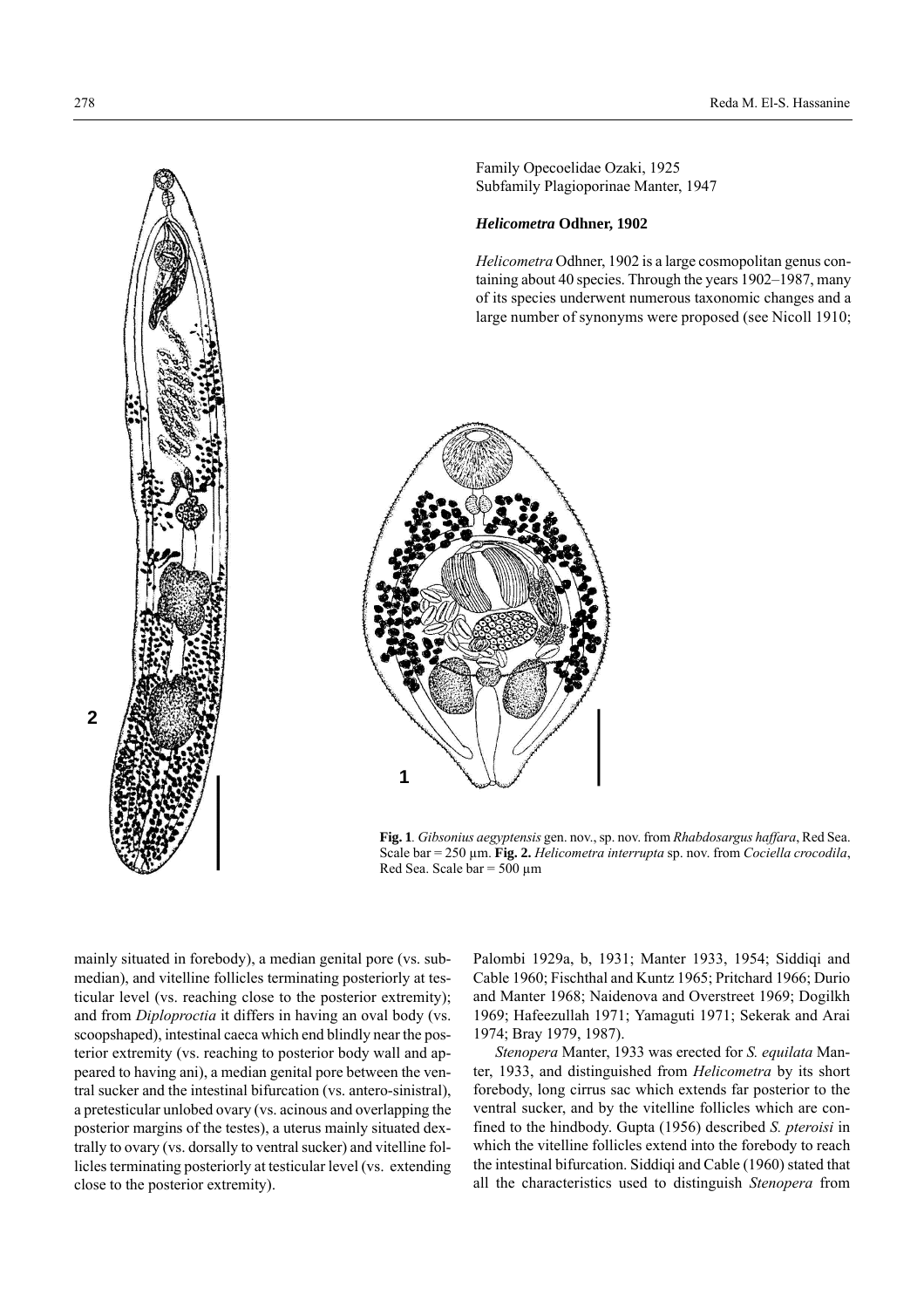Family Opecoelidae Ozaki, 1925
Subfamily Plagioporinae Manter, 1947

### *Helicometra* Odhner, 1902

*Helicometra* Odhner, 1902 is a large cosmopolitan genus containing about 40 species. Through the years 1902–1987, many of its species underwent numerous taxonomic changes and a large number of synonyms were proposed (see Nicoll 1910;

**Fig. 1**. *Gibsonius aegyptensis* gen. nov., sp. nov. from *Rhabdosargus haffara*, Red Sea. Scale bar = 250 µm. **Fig. 2.** *Helicometra interrupta* sp. nov. from *Cociella crocodila*, Red Sea. Scale bar = 500 µm

mainly situated in forebody), a median genital pore (vs. submedian), and vitelline follicles terminating posteriorly at testicular level (vs. reaching close to the posterior extremity); and from *Diploproctia* it differs in having an oval body (vs. scoopshaped), intestinal caeca which end blindly near the posterior extremity (vs. reaching to posterior body wall and appeared to having ani), a median genital pore between the ventral sucker and the intestinal bifurcation (vs. antero-sinistral), a pretesticular unlobed ovary (vs. acinous and overlapping the posterior margins of the testes), a uterus mainly situated dextrally to ovary (vs. dorsally to ventral sucker) and vitelline follicles terminating posteriorly at testicular level (vs. extending close to the posterior extremity).

Palombi 1929a, b, 1931; Manter 1933, 1954; Siddiqi and Cable 1960; Fischthal and Kuntz 1965; Pritchard 1966; Durio and Manter 1968; Naidenova and Overstreet 1969; Dogilkh 1969; Hafeezullah 1971; Yamaguti 1971; Sekerak and Arai 1974; Bray 1979, 1987).

*Stenopera* Manter, 1933 was erected for *S. equilata* Manter, 1933, and distinguished from *Helicometra* by its short forebody, long cirrus sac which extends far posterior to the ventral sucker, and by the vitelline follicles which are confined to the hindbody. Gupta (1956) described *S. pteroisi* in which the vitelline follicles extend into the forebody to reach the intestinal bifurcation. Siddiqi and Cable (1960) stated that all the characteristics used to distinguish *Stenopera* from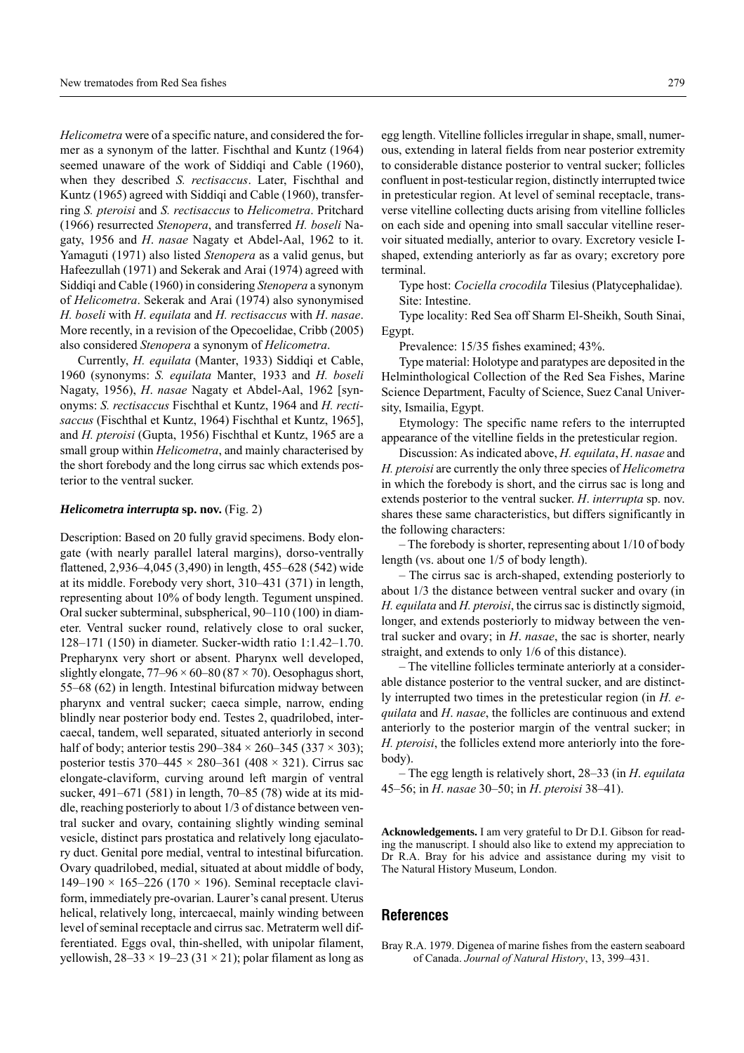*Helicometra* were of a specific nature, and considered the former as a synonym of the latter. Fischthal and Kuntz (1964) seemed unaware of the work of Siddiqi and Cable (1960), when they described *S. rectisaccus*. Later, Fischthal and Kuntz (1965) agreed with Siddiqi and Cable (1960), transferring *S. pteroisi* and *S. rectisaccus* to *Helicometra*. Pritchard (1966) resurrected *Stenopera*, and transferred *H. boseli* Nagaty, 1956 and *H*. *nasae* Nagaty et Abdel-Aal, 1962 to it. Yamaguti (1971) also listed *Stenopera* as a valid genus, but Hafeezullah (1971) and Sekerak and Arai (1974) agreed with Siddiqi and Cable (1960) in considering *Stenopera* a synonym of *Helicometra*. Sekerak and Arai (1974) also synonymised *H. boseli* with *H*. *equilata* and *H. rectisaccus* with *H*. *nasae*. More recently, in a revision of the Opecoelidae, Cribb (2005) also considered *Stenopera* a synonym of *Helicometra*.

Currently, *H. equilata* (Manter, 1933) Siddiqi et Cable, 1960 (synonyms: *S. equilata* Manter, 1933 and *H. boseli* Nagaty, 1956), *H*. *nasae* Nagaty et Abdel-Aal, 1962 [synonyms: *S. rectisaccus* Fischthal et Kuntz, 1964 and *H. rectisaccus* (Fischthal et Kuntz, 1964) Fischthal et Kuntz, 1965], and *H. pteroisi* (Gupta, 1956) Fischthal et Kuntz, 1965 are a small group within *Helicometra*, and mainly characterised by the short forebody and the long cirrus sac which extends posterior to the ventral sucker.

### ***Helicometra interrupta* sp. nov.** (Fig. 2)

Description: Based on 20 fully gravid specimens. Body elongate (with nearly parallel lateral margins), dorso-ventrally flattened, 2,936–4,045 (3,490) in length, 455–628 (542) wide at its middle. Forebody very short, 310–431 (371) in length, representing about 10% of body length. Tegument unspined. Oral sucker subterminal, subspherical, 90–110 (100) in diameter. Ventral sucker round, relatively close to oral sucker, 128–171 (150) in diameter. Sucker-width ratio 1:1.42–1.70. Prepharynx very short or absent. Pharynx well developed, slightly elongate, 77–96 × 60–80 (87 × 70). Oesophagus short, 55–68 (62) in length. Intestinal bifurcation midway between pharynx and ventral sucker; caeca simple, narrow, ending blindly near posterior body end. Testes 2, quadrilobed, intercaecal, tandem, well separated, situated anteriorly in second half of body; anterior testis 290–384 × 260–345 (337 × 303); posterior testis 370–445 × 280–361 (408 × 321). Cirrus sac elongate-claviform, curving around left margin of ventral sucker, 491–671 (581) in length, 70–85 (78) wide at its middle, reaching posteriorly to about 1/3 of distance between ventral sucker and ovary, containing slightly winding seminal vesicle, distinct pars prostatica and relatively long ejaculatory duct. Genital pore medial, ventral to intestinal bifurcation. Ovary quadrilobed, medial, situated at about middle of body, 149–190 × 165–226 (170 × 196). Seminal receptacle claviform, immediately pre-ovarian. Laurer's canal present. Uterus helical, relatively long, intercaecal, mainly winding between level of seminal receptacle and cirrus sac. Metraterm well differentiated. Eggs oval, thin-shelled, with unipolar filament, yellowish, 28–33 × 19–23 (31 × 21); polar filament as long as egg length. Vitelline follicles irregular in shape, small, numerous, extending in lateral fields from near posterior extremity to considerable distance posterior to ventral sucker; follicles confluent in post-testicular region, distinctly interrupted twice in pretesticular region. At level of seminal receptacle, transverse vitelline collecting ducts arising from vitelline follicles on each side and opening into small saccular vitelline reservoir situated medially, anterior to ovary. Excretory vesicle I-shaped, extending anteriorly as far as ovary; excretory pore terminal.

Type host: *Cociella crocodila* Tilesius (Platycephalidae).

Site: Intestine.

Type locality: Red Sea off Sharm El-Sheikh, South Sinai, Egypt.

Prevalence: 15/35 fishes examined; 43%.

Type material: Holotype and paratypes are deposited in the Helminthological Collection of the Red Sea Fishes, Marine Science Department, Faculty of Science, Suez Canal University, Ismailia, Egypt.

Etymology: The specific name refers to the interrupted appearance of the vitelline fields in the pretesticular region.

Discussion: As indicated above, *H. equilata*, *H*. *nasae* and *H. pteroisi* are currently the only three species of *Helicometra* in which the forebody is short, and the cirrus sac is long and extends posterior to the ventral sucker. *H*. *interrupta* sp. nov. shares these same characteristics, but differs significantly in the following characters:

– The forebody is shorter, representing about 1/10 of body length (vs. about one 1/5 of body length).

– The cirrus sac is arch-shaped, extending posteriorly to about 1/3 the distance between ventral sucker and ovary (in *H. equilata* and *H. pteroisi*, the cirrus sac is distinctly sigmoid, longer, and extends posteriorly to midway between the ventral sucker and ovary; in *H*. *nasae*, the sac is shorter, nearly straight, and extends to only 1/6 of this distance).

– The vitelline follicles terminate anteriorly at a considerable distance posterior to the ventral sucker, and are distinctly interrupted two times in the pretesticular region (in *H. equilata* and *H*. *nasae*, the follicles are continuous and extend anteriorly to the posterior margin of the ventral sucker; in *H. pteroisi*, the follicles extend more anteriorly into the forebody).

– The egg length is relatively short, 28–33 (in *H*. *equilata* 45–56; in *H*. *nasae* 30–50; in *H*. *pteroisi* 38–41).

**Acknowledgements.** I am very grateful to Dr D.I. Gibson for reading the manuscript. I should also like to extend my appreciation to Dr R.A. Bray for his advice and assistance during my visit to The Natural History Museum, London.

## References

Bray R.A. 1979. Digenea of marine fishes from the eastern seaboard of Canada. *Journal of Natural History*, 13, 399–431.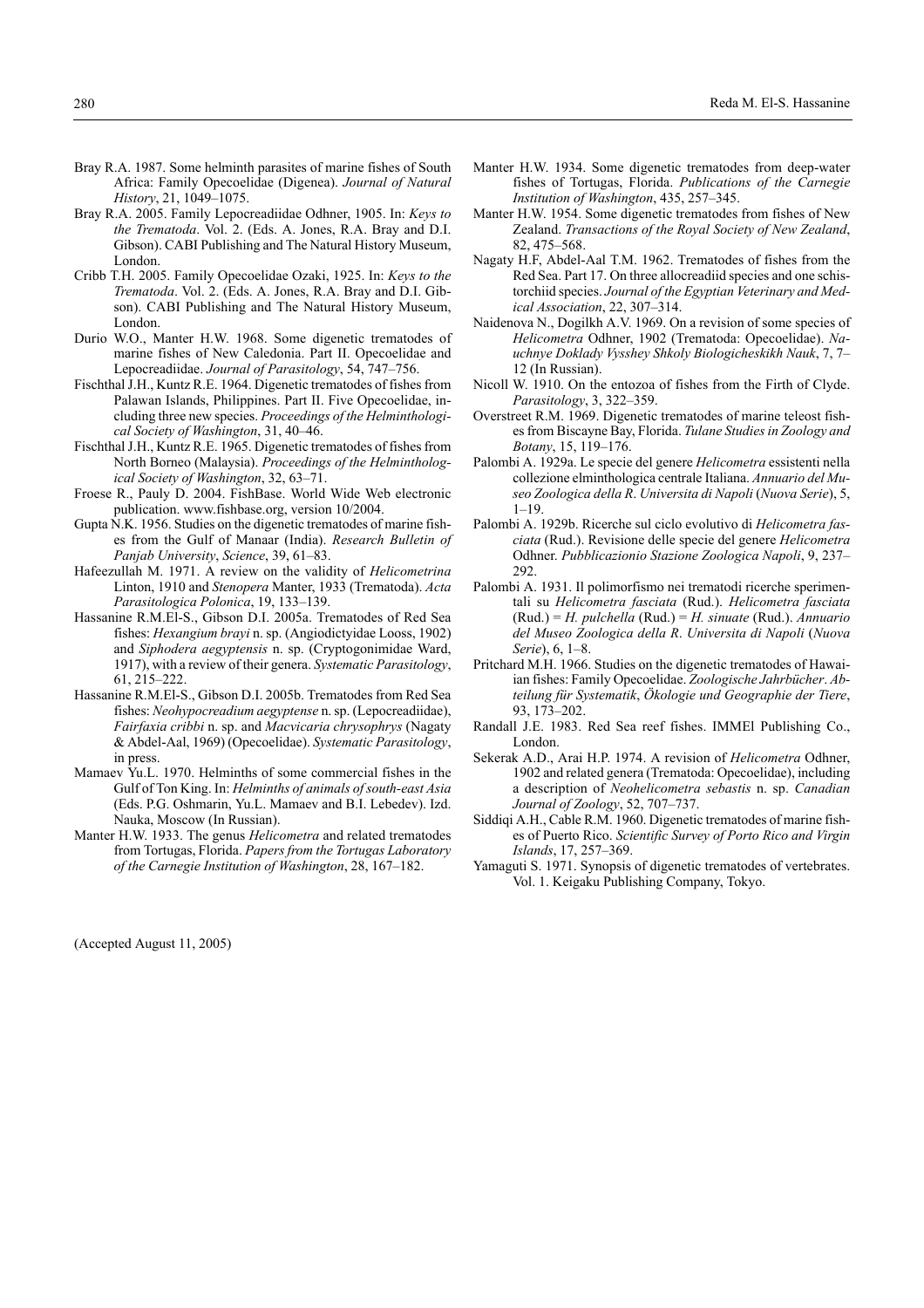Bray R.A. 1987. Some helminth parasites of marine fishes of South Africa: Family Opecoelidae (Digenea). *Journal of Natural History*, 21, 1049–1075.

Bray R.A. 2005. Family Lepocreadiidae Odhner, 1905. In: *Keys to the Trematoda*. Vol. 2. (Eds. A. Jones, R.A. Bray and D.I. Gibson). CABI Publishing and The Natural History Museum, London.

Cribb T.H. 2005. Family Opecoelidae Ozaki, 1925. In: *Keys to the Trematoda*. Vol. 2. (Eds. A. Jones, R.A. Bray and D.I. Gibson). CABI Publishing and The Natural History Museum, London.

Durio W.O., Manter H.W. 1968. Some digenetic trematodes of marine fishes of New Caledonia. Part II. Opecoelidae and Lepocreadiidae. *Journal of Parasitology*, 54, 747–756.

Fischthal J.H., Kuntz R.E. 1964. Digenetic trematodes of fishes from Palawan Islands, Philippines. Part II. Five Opecoelidae, including three new species. *Proceedings of the Helminthological Society of Washington*, 31, 40–46.

Fischthal J.H., Kuntz R.E. 1965. Digenetic trematodes of fishes from North Borneo (Malaysia). *Proceedings of the Helminthological Society of Washington*, 32, 63–71.

Froese R., Pauly D. 2004. FishBase. World Wide Web electronic publication. www.fishbase.org, version 10/2004.

Gupta N.K. 1956. Studies on the digenetic trematodes of marine fishes from the Gulf of Manaar (India). *Research Bulletin of Panjab University*, *Science*, 39, 61–83.

Hafeezullah M. 1971. A review on the validity of *Helicometrina* Linton, 1910 and *Stenopera* Manter, 1933 (Trematoda). *Acta Parasitologica Polonica*, 19, 133–139.

Hassanine R.M.El-S., Gibson D.I. 2005a. Trematodes of Red Sea fishes: *Hexangium brayi* n. sp. (Angiodictyidae Looss, 1902) and *Siphodera aegyptensis* n. sp. (Cryptogonimidae Ward, 1917), with a review of their genera. *Systematic Parasitology*, 61, 215–222.

Hassanine R.M.El-S., Gibson D.I. 2005b. Trematodes from Red Sea fishes: *Neohypocreadium aegyptense* n. sp. (Lepocreadiidae), *Fairfaxia cribbi* n. sp. and *Macvicaria chrysophrys* (Nagaty & Abdel-Aal, 1969) (Opecoelidae). *Systematic Parasitology*, in press.

Mamaev Yu.L. 1970. Helminths of some commercial fishes in the Gulf of Ton King. In: *Helminths of animals of south-east Asia* (Eds. P.G. Oshmarin, Yu.L. Mamaev and B.I. Lebedev). Izd. Nauka, Moscow (In Russian).

Manter H.W. 1933. The genus *Helicometra* and related trematodes from Tortugas, Florida. *Papers from the Tortugas Laboratory of the Carnegie Institution of Washington*, 28, 167–182.

Manter H.W. 1934. Some digenetic trematodes from deep-water fishes of Tortugas, Florida. *Publications of the Carnegie Institution of Washington*, 435, 257–345.

Manter H.W. 1954. Some digenetic trematodes from fishes of New Zealand. *Transactions of the Royal Society of New Zealand*, 82, 475–568.

Nagaty H.F, Abdel-Aal T.M. 1962. Trematodes of fishes from the Red Sea. Part 17. On three allocreadiid species and one schistorchiid species. *Journal of the Egyptian Veterinary and Medical Association*, 22, 307–314.

Naidenova N., Dogilkh A.V. 1969. On a revision of some species of *Helicometra* Odhner, 1902 (Trematoda: Opecoelidae). *Nauchnye Doklady Vysshey Shkoly Biologicheskikh Nauk*, 7, 7–12 (In Russian).

Nicoll W. 1910. On the entozoa of fishes from the Firth of Clyde. *Parasitology*, 3, 322–359.

Overstreet R.M. 1969. Digenetic trematodes of marine teleost fishes from Biscayne Bay, Florida. *Tulane Studies in Zoology and Botany*, 15, 119–176.

Palombi A. 1929a. Le specie del genere *Helicometra* essistenti nella collezione elminthologica centrale Italiana. *Annuario del Museo Zoologica della R*. *Universita di Napoli* (*Nuova Serie*), 5, 1–19.

Palombi A. 1929b. Ricerche sul ciclo evolutivo di *Helicometra fasciata* (Rud.). Revisione delle specie del genere *Helicometra* Odhner. *Pubblicazionio Stazione Zoologica Napoli*, 9, 237–292.

Palombi A. 1931. Il polimorfismo nei trematodi ricerche sperimentali su *Helicometra fasciata* (Rud.). *Helicometra fasciata* (Rud.) = *H. pulchella* (Rud.) = *H. sinuate* (Rud.). *Annuario del Museo Zoologica della R*. *Universita di Napoli* (*Nuova Serie*), 6, 1–8.

Pritchard M.H. 1966. Studies on the digenetic trematodes of Hawaiian fishes: Family Opecoelidae. *Zoologische Jahrbücher*. *Abteilung für Systematik*, *Ökologie und Geographie der Tiere*, 93, 173–202.

Randall J.E. 1983. Red Sea reef fishes. IMMEl Publishing Co., London.

Sekerak A.D., Arai H.P. 1974. A revision of *Helicometra* Odhner, 1902 and related genera (Trematoda: Opecoelidae), including a description of *Neohelicometra sebastis* n. sp. *Canadian Journal of Zoology*, 52, 707–737.

Siddiqi A.H., Cable R.M. 1960. Digenetic trematodes of marine fishes of Puerto Rico. *Scientific Survey of Porto Rico and Virgin Islands*, 17, 257–369.

Yamaguti S. 1971. Synopsis of digenetic trematodes of vertebrates. Vol. 1. Keigaku Publishing Company, Tokyo.

(Accepted August 11, 2005)